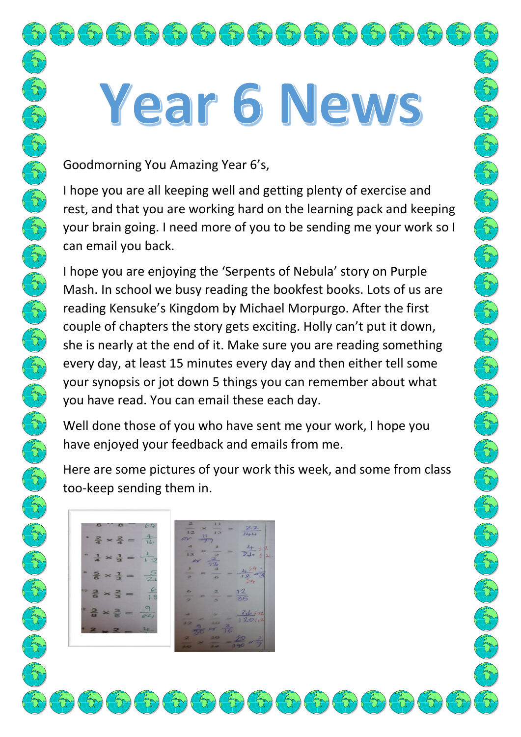# Year 6 News

Goodmorning You Amazing Year 6's,

I hope you are all keeping well and getting plenty of exercise and rest, and that you are working hard on the learning pack and keeping your brain going. I need more of you to be sending me your work so I can email you back.

I hope you are enjoying the 'Serpents of Nebula' story on Purple Mash. In school we busy reading the bookfest books. Lots of us are reading Kensuke's Kingdom by Michael Morpurgo. After the first couple of chapters the story gets exciting. Holly can't put it down, she is nearly at the end of it. Make sure you are reading something every day, at least 15 minutes every day and then either tell some your synopsis or jot down 5 things you can remember about what you have read. You can email these each day.

Well done those of you who have sent me your work, I hope you have enjoyed your feedback and emails from me.

Here are some pictures of your work this week, and some from class too-keep sending them in.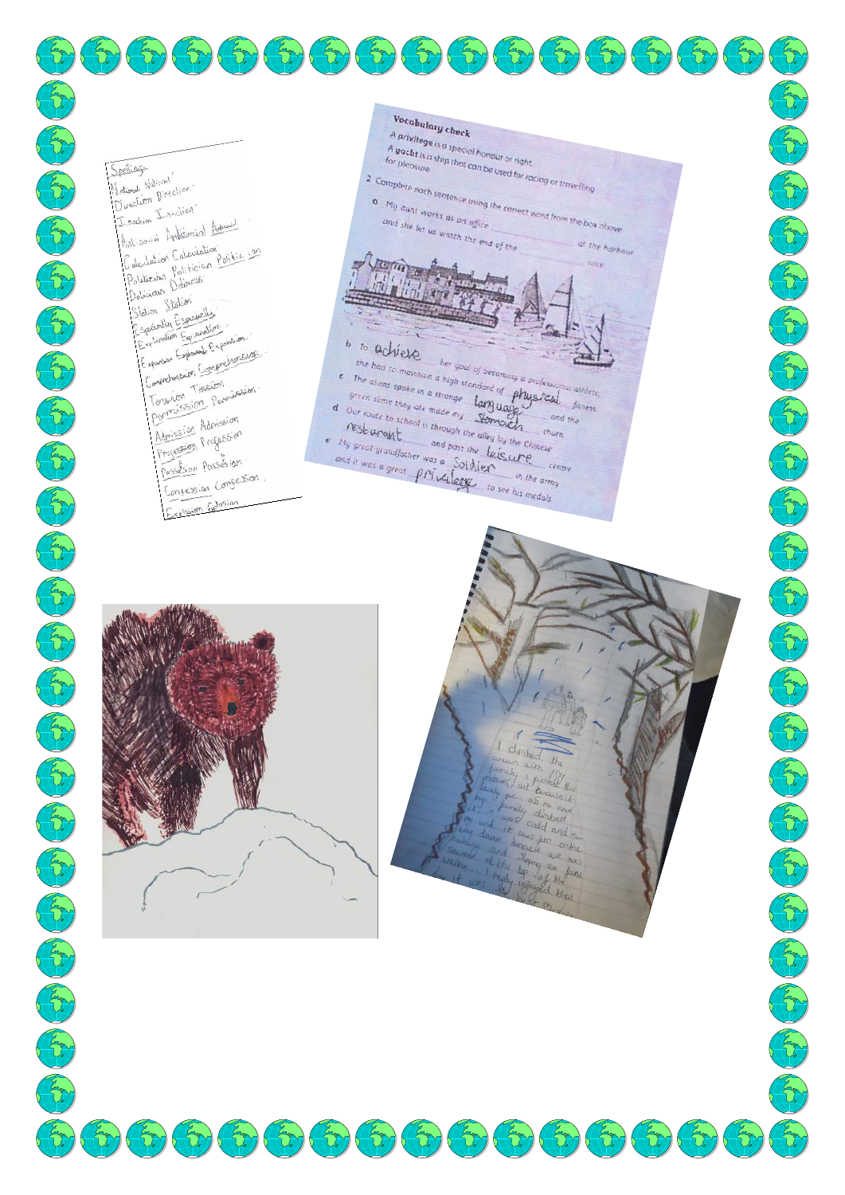Spellings

National National

Duration Direction

Fraction Fraction

Antisocial Ambitional Addional

Calculation Calculation

Politician Politician Politic ian

Delicious Delicious

Station Station

Especially Especially

Explanation Explanation

Expansion Expansion Expansion

Comprehension Comprehension

Tension Tension

Permission Permission

Admission Admission

Profession Profession

Possession Possession

Concession Concession

Explosion Explosion

**Vocabulary check**

A **privilege** is a special honour or right.

A **yacht** is a ship that can be used for racing or travelling for pleasure.

2 Complete each sentence using the correct word from the box above.

a My aunt works at an office ______ at the harbour and she let us watch the end of the ______ race.

b To achieve her goal of becoming a professional athlete, she had to maintain a high standard of physical fitness.

c The aliens spoke in a strange language and the green slime they ate made my stomach churn.

d Our route to school is through the alley by the Chinese restaurent and past the leisure centre.

e My great-grandfather was a Soldier in the army and it was a great privilege to see his medals.

I climbed the mountain with my family. I picked this picture out because it looks fun. As me and my family climbed up it was cold and snowy and it was fun on the way down because we was sledging and sleeping in tents. We seen it at the top of the mountain. I really enjoyed that day, it was the best day.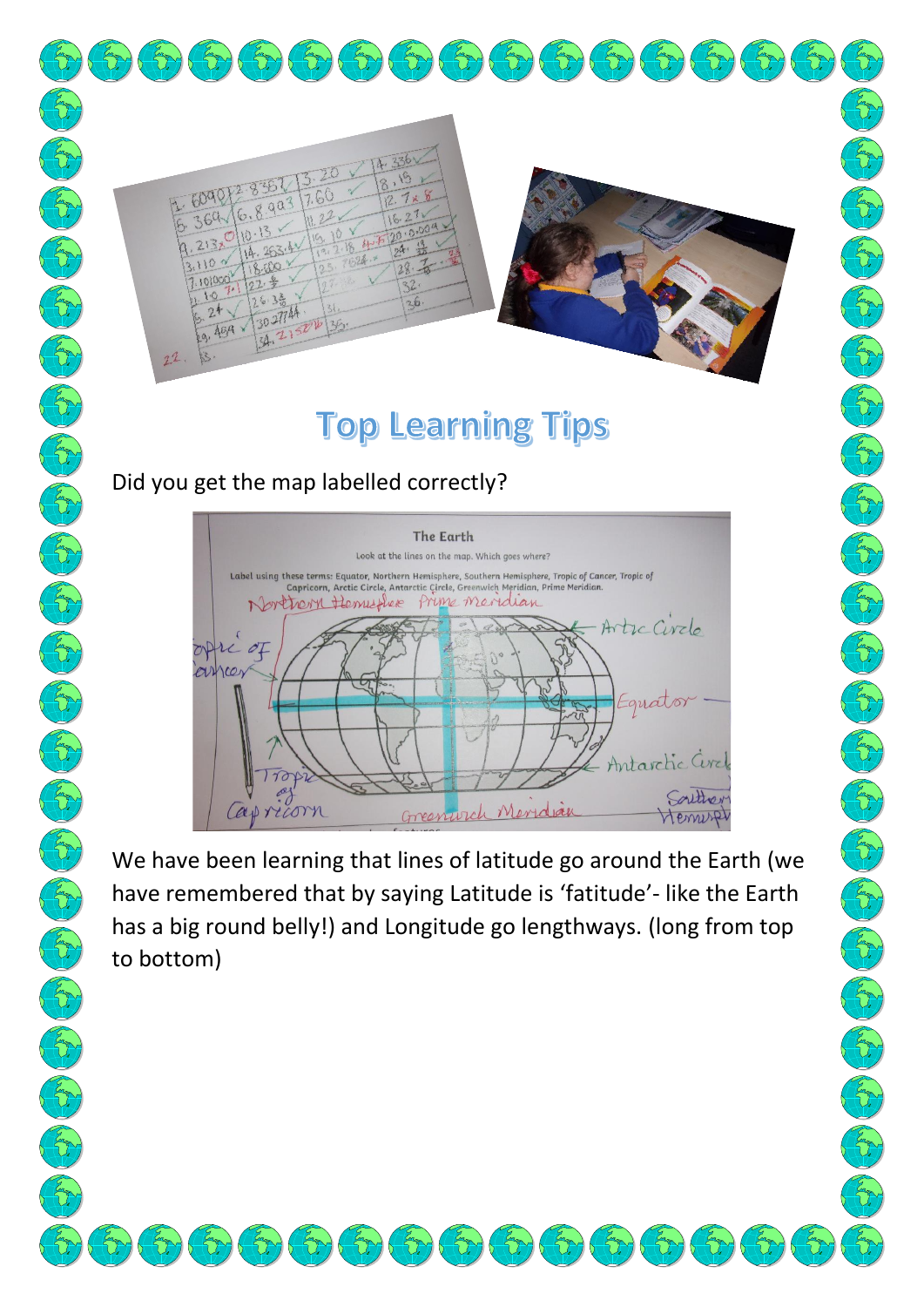# Top Learning Tips

Did you get the map labelled correctly?

We have been learning that lines of latitude go around the Earth (we have remembered that by saying Latitude is 'fatitude'- like the Earth has a big round belly!) and Longitude go lengthways. (long from top to bottom)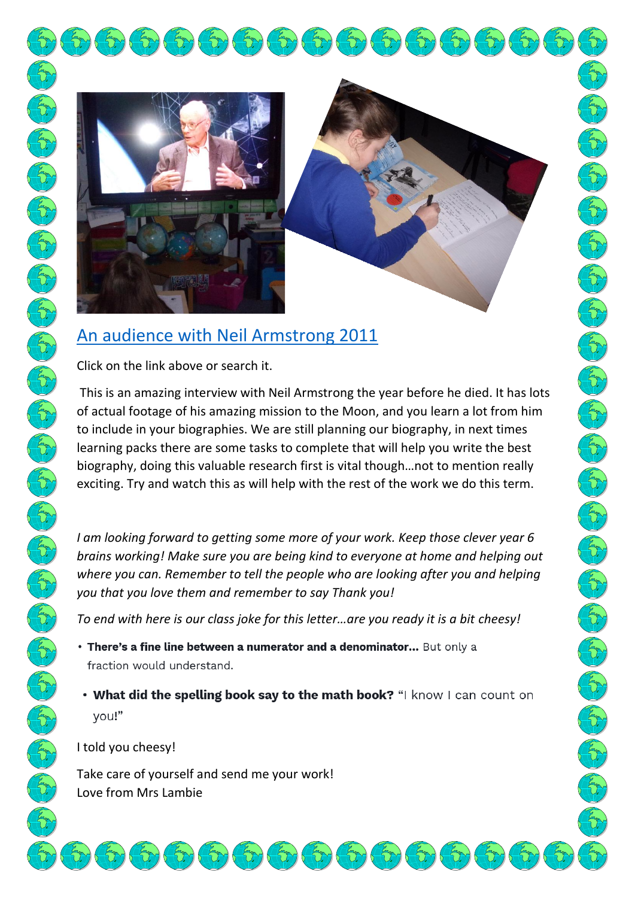[An audience with Neil Armstrong 2011]()

Click on the link above or search it.

This is an amazing interview with Neil Armstrong the year before he died. It has lots of actual footage of his amazing mission to the Moon, and you learn a lot from him to include in your biographies. We are still planning our biography, in next times learning packs there are some tasks to complete that will help you write the best biography, doing this valuable research first is vital though…not to mention really exciting. Try and watch this as will help with the rest of the work we do this term.

*I am looking forward to getting some more of your work. Keep those clever year 6 brains working! Make sure you are being kind to everyone at home and helping out where you can. Remember to tell the people who are looking after you and helping you that you love them and remember to say Thank you!*

*To end with here is our class joke for this letter…are you ready it is a bit cheesy!*

- **There's a fine line between a numerator and a denominator…** But only a fraction would understand.
- **What did the spelling book say to the math book?** **"**I know I can count on you**!"**

I told you cheesy!

Take care of yourself and send me your work!
Love from Mrs Lambie